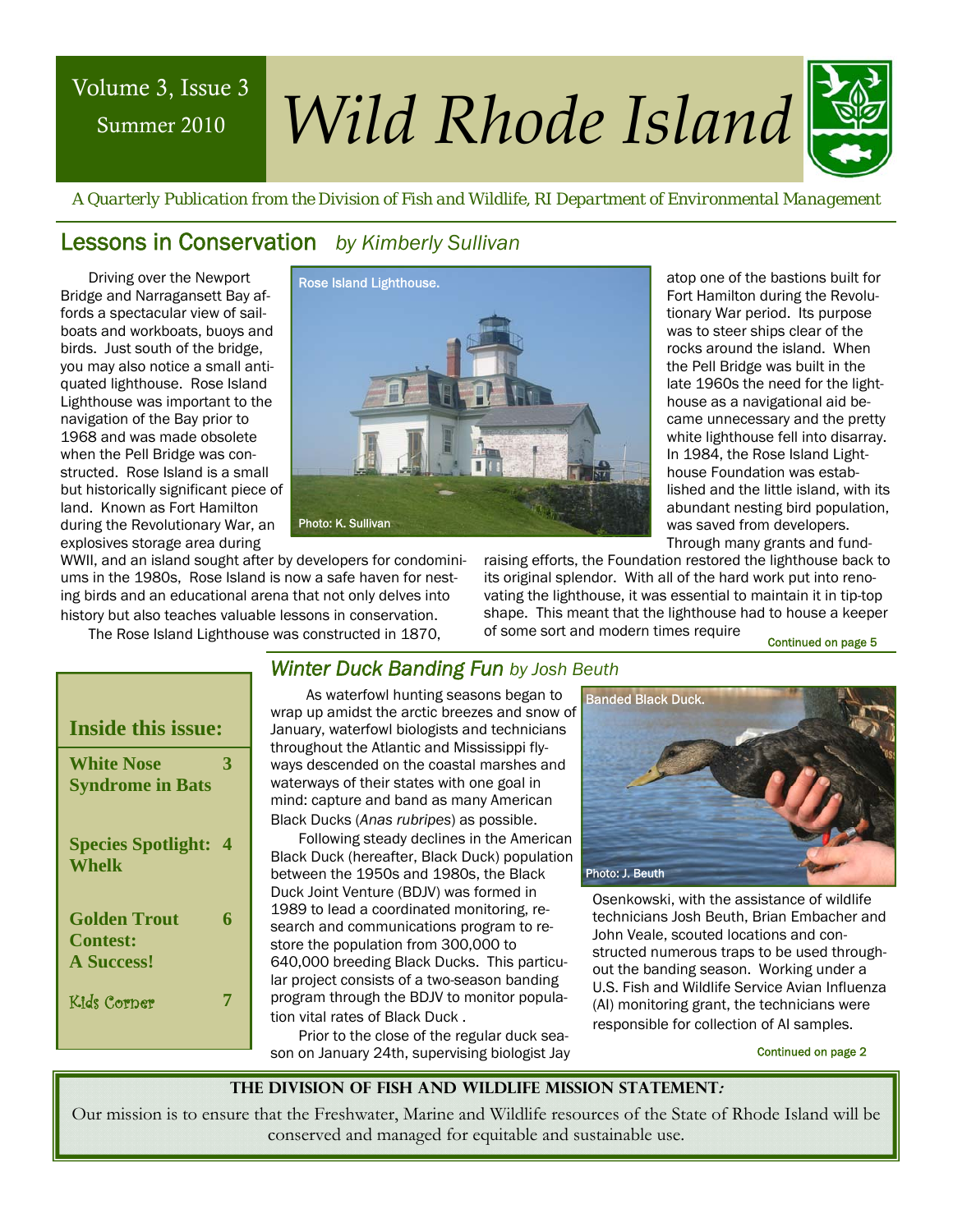Volume 3, Issue 3
Summer 2010

# Wild Rhode Island

*A Quarterly Publication from the Division of Fish and Wildlife, RI Department of Environmental Management*

## Lessons in Conservation *by Kimberly Sullivan*

Driving over the Newport Bridge and Narragansett Bay affords a spectacular view of sailboats and workboats, buoys and birds. Just south of the bridge, you may also notice a small antiquated lighthouse. Rose Island Lighthouse was important to the navigation of the Bay prior to 1968 and was made obsolete when the Pell Bridge was constructed. Rose Island is a small but historically significant piece of land. Known as Fort Hamilton during the Revolutionary War, an explosives storage area during WWII, and an island sought after by developers for condominiums in the 1980s, Rose Island is now a safe haven for nesting birds and an educational arena that not only delves into history but also teaches valuable lessons in conservation.

Rose Island Lighthouse.

Photo: K. Sullivan

The Rose Island Lighthouse was constructed in 1870, atop one of the bastions built for Fort Hamilton during the Revolutionary War period. Its purpose was to steer ships clear of the rocks around the island. When the Pell Bridge was built in the late 1960s the need for the lighthouse as a navigational aid became unnecessary and the pretty white lighthouse fell into disarray. In 1984, the Rose Island Lighthouse Foundation was established and the little island, with its abundant nesting bird population, was saved from developers. Through many grants and fundraising efforts, the Foundation restored the lighthouse back to its original splendor. With all of the hard work put into renovating the lighthouse, it was essential to maintain it in tip-top shape. This meant that the lighthouse had to house a keeper of some sort and modern times require

*Continued on page 5*

## Winter Duck Banding Fun *by Josh Beuth*

As waterfowl hunting seasons began to wrap up amidst the arctic breezes and snow of January, waterfowl biologists and technicians throughout the Atlantic and Mississippi flyways descended on the coastal marshes and waterways of their states with one goal in mind: capture and band as many American Black Ducks (*Anas rubripes*) as possible.

Following steady declines in the American Black Duck (hereafter, Black Duck) population between the 1950s and 1980s, the Black Duck Joint Venture (BDJV) was formed in 1989 to lead a coordinated monitoring, research and communications program to restore the population from 300,000 to 640,000 breeding Black Ducks. This particular project consists of a two-season banding program through the BDJV to monitor population vital rates of Black Duck.

Prior to the close of the regular duck season on January 24th, supervising biologist Jay Osenkowski, with the assistance of wildlife technicians Josh Beuth, Brian Embacher and John Veale, scouted locations and constructed numerous traps to be used throughout the banding season. Working under a U.S. Fish and Wildlife Service Avian Influenza (AI) monitoring grant, the technicians were responsible for collection of AI samples.

Banded Black Duck.

Photo: J. Beuth

*Continued on page 2*

### Inside this issue:

| | |
|---|---|
| **White Nose Syndrome in Bats** | **3** |
| **Species Spotlight: Whelk** | **4** |
| **Golden Trout Contest: A Success!** | **6** |
| Kids Corner | 7 |

**THE DIVISION OF FISH AND WILDLIFE MISSION STATEMENT:**

Our mission is to ensure that the Freshwater, Marine and Wildlife resources of the State of Rhode Island will be conserved and managed for equitable and sustainable use.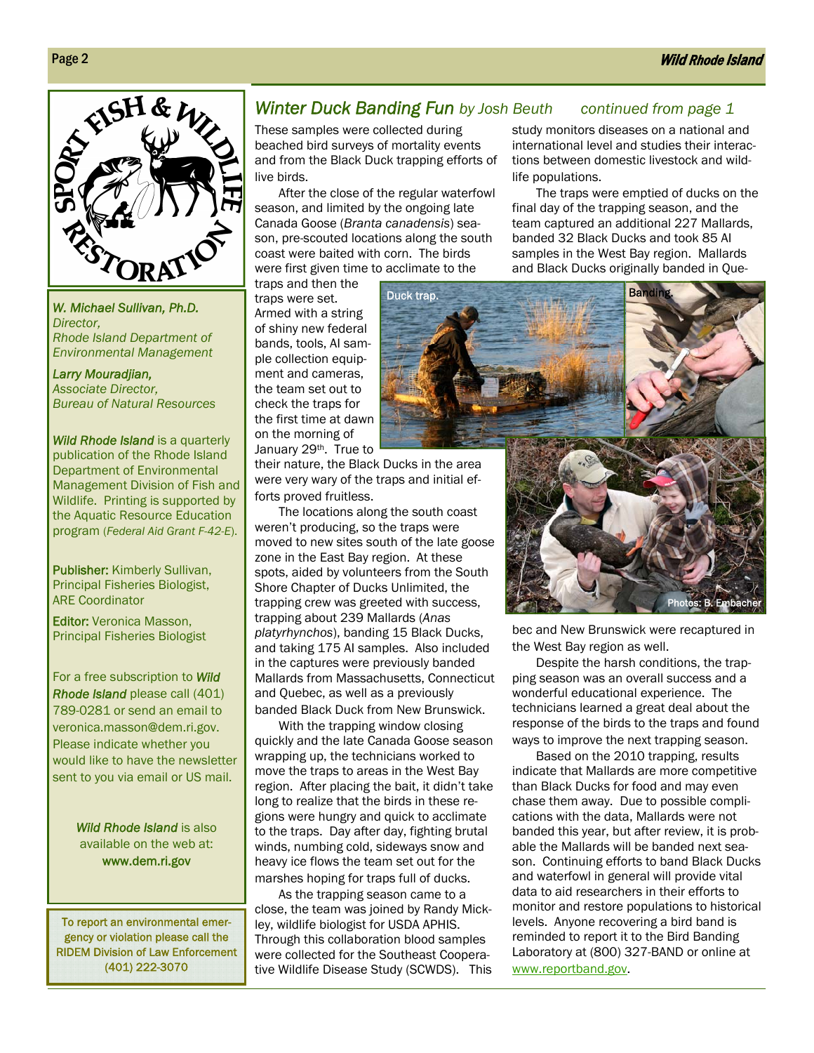W. Michael Sullivan, Ph.D.
*Director,*
*Rhode Island Department of Environmental Management*

*Larry Mouradjian,*
*Associate Director,*
*Bureau of Natural Resources*

***Wild Rhode Island*** is a quarterly publication of the Rhode Island Department of Environmental Management Division of Fish and Wildlife. Printing is supported by the Aquatic Resource Education program (*Federal Aid Grant F-42-E*).

**Publisher:** Kimberly Sullivan, Principal Fisheries Biologist, ARE Coordinator

**Editor:** Veronica Masson, Principal Fisheries Biologist

For a free subscription to ***Wild Rhode Island*** please call (401) 789-0281 or send an email to veronica.masson@dem.ri.gov. Please indicate whether you would like to have the newsletter sent to you via email or US mail.

***Wild Rhode Island*** is also available on the web at: **www.dem.ri.gov**

To report an environmental emergency or violation please call the RIDEM Division of Law Enforcement (401) 222-3070

## *Winter Duck Banding Fun* by Josh Beuth

*continued from page 1*

These samples were collected during beached bird surveys of mortality events and from the Black Duck trapping efforts of live birds.

After the close of the regular waterfowl season, and limited by the ongoing late Canada Goose (*Branta canadensis*) season, pre-scouted locations along the south coast were baited with corn. The birds were first given time to acclimate to the traps and then the traps were set. Armed with a string of shiny new federal bands, tools, AI sample collection equipment and cameras, the team set out to check the traps for the first time at dawn on the morning of January 29th. True to their nature, the Black Ducks in the area were very wary of the traps and initial efforts proved fruitless.

The locations along the south coast weren't producing, so the traps were moved to new sites south of the late goose zone in the East Bay region. At these spots, aided by volunteers from the South Shore Chapter of Ducks Unlimited, the trapping crew was greeted with success, trapping about 239 Mallards (*Anas platyrhynchos*), banding 15 Black Ducks, and taking 175 AI samples. Also included in the captures were previously banded Mallards from Massachusetts, Connecticut and Quebec, as well as a previously banded Black Duck from New Brunswick.

With the trapping window closing quickly and the late Canada Goose season wrapping up, the technicians worked to move the traps to areas in the West Bay region. After placing the bait, it didn't take long to realize that the birds in these regions were hungry and quick to acclimate to the traps. Day after day, fighting brutal winds, numbing cold, sideways snow and heavy ice flows the team set out for the marshes hoping for traps full of ducks.

As the trapping season came to a close, the team was joined by Randy Mickley, wildlife biologist for USDA APHIS. Through this collaboration blood samples were collected for the Southeast Cooperative Wildlife Disease Study (SCWDS). This study monitors diseases on a national and international level and studies their interactions between domestic livestock and wildlife populations.

The traps were emptied of ducks on the final day of the trapping season, and the team captured an additional 227 Mallards, banded 32 Black Ducks and took 85 AI samples in the West Bay region. Mallards and Black Ducks originally banded in Quebec and New Brunswick were recaptured in the West Bay region as well.

Duck trap.

Banding.

Photos: B. Embacher

Despite the harsh conditions, the trapping season was an overall success and a wonderful educational experience. The technicians learned a great deal about the response of the birds to the traps and found ways to improve the next trapping season.

Based on the 2010 trapping, results indicate that Mallards are more competitive than Black Ducks for food and may even chase them away. Due to possible complications with the data, Mallards were not banded this year, but after review, it is probable the Mallards will be banded next season. Continuing efforts to band Black Ducks and waterfowl in general will provide vital data to aid researchers in their efforts to monitor and restore populations to historical levels. Anyone recovering a bird band is reminded to report it to the Bird Banding Laboratory at (800) 327-BAND or online at www.reportband.gov.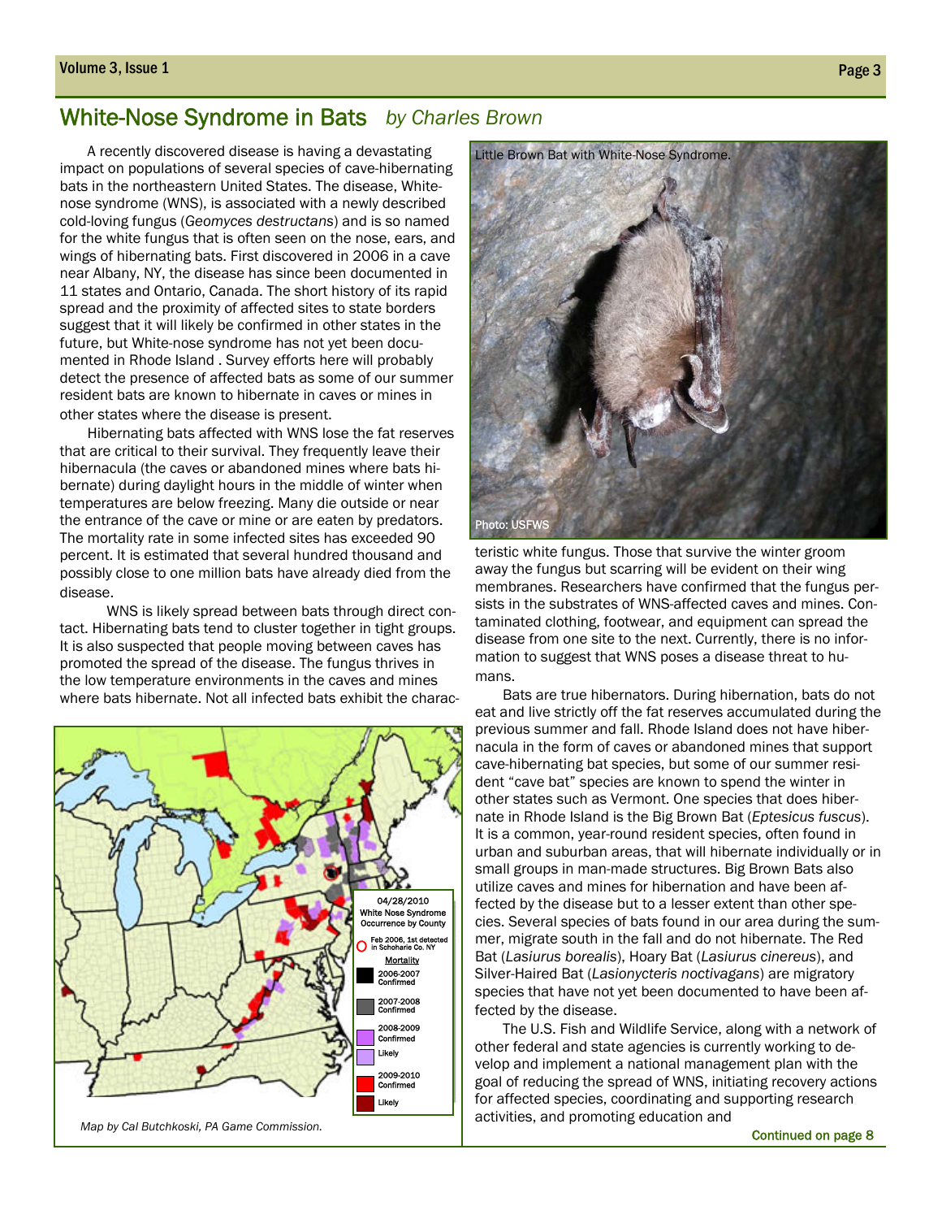## White-Nose Syndrome in Bats *by Charles Brown*

A recently discovered disease is having a devastating impact on populations of several species of cave-hibernating bats in the northeastern United States. The disease, White-nose syndrome (WNS), is associated with a newly described cold-loving fungus (*Geomyces destructans*) and is so named for the white fungus that is often seen on the nose, ears, and wings of hibernating bats. First discovered in 2006 in a cave near Albany, NY, the disease has since been documented in 11 states and Ontario, Canada. The short history of its rapid spread and the proximity of affected sites to state borders suggest that it will likely be confirmed in other states in the future, but White-nose syndrome has not yet been documented in Rhode Island . Survey efforts here will probably detect the presence of affected bats as some of our summer resident bats are known to hibernate in caves or mines in other states where the disease is present.

Hibernating bats affected with WNS lose the fat reserves that are critical to their survival. They frequently leave their hibernacula (the caves or abandoned mines where bats hibernate) during daylight hours in the middle of winter when temperatures are below freezing. Many die outside or near the entrance of the cave or mine or are eaten by predators. The mortality rate in some infected sites has exceeded 90 percent. It is estimated that several hundred thousand and possibly close to one million bats have already died from the disease.

WNS is likely spread between bats through direct contact. Hibernating bats tend to cluster together in tight groups. It is also suspected that people moving between caves has promoted the spread of the disease. The fungus thrives in the low temperature environments in the caves and mines where bats hibernate. Not all infected bats exhibit the characteristic white fungus. Those that survive the winter groom away the fungus but scarring will be evident on their wing membranes. Researchers have confirmed that the fungus persists in the substrates of WNS-affected caves and mines. Contaminated clothing, footwear, and equipment can spread the disease from one site to the next. Currently, there is no information to suggest that WNS poses a disease threat to humans.

Little Brown Bat with White-Nose Syndrome.

Photo: USFWS

04/28/2010 White Nose Syndrome Occurrence by County

Feb 2006, 1st detected in Schoharie Co. NY

Mortality: 2006-2007 Confirmed; 2007-2008 Confirmed; 2008-2009 Confirmed; Likely; 2009-2010 Confirmed; Likely

*Map by Cal Butchkoski, PA Game Commission.*

Bats are true hibernators. During hibernation, bats do not eat and live strictly off the fat reserves accumulated during the previous summer and fall. Rhode Island does not have hibernacula in the form of caves or abandoned mines that support cave-hibernating bat species, but some of our summer resident "cave bat" species are known to spend the winter in other states such as Vermont. One species that does hibernate in Rhode Island is the Big Brown Bat (*Eptesicus fuscus*). It is a common, year-round resident species, often found in urban and suburban areas, that will hibernate individually or in small groups in man-made structures. Big Brown Bats also utilize caves and mines for hibernation and have been affected by the disease but to a lesser extent than other species. Several species of bats found in our area during the summer, migrate south in the fall and do not hibernate. The Red Bat (*Lasiurus borealis*), Hoary Bat (*Lasiurus cinereus*), and Silver-Haired Bat (*Lasionycteris noctivagans*) are migratory species that have not yet been documented to have been affected by the disease.

The U.S. Fish and Wildlife Service, along with a network of other federal and state agencies is currently working to develop and implement a national management plan with the goal of reducing the spread of WNS, initiating recovery actions for affected species, coordinating and supporting research activities, and promoting education and

**Continued on page 8**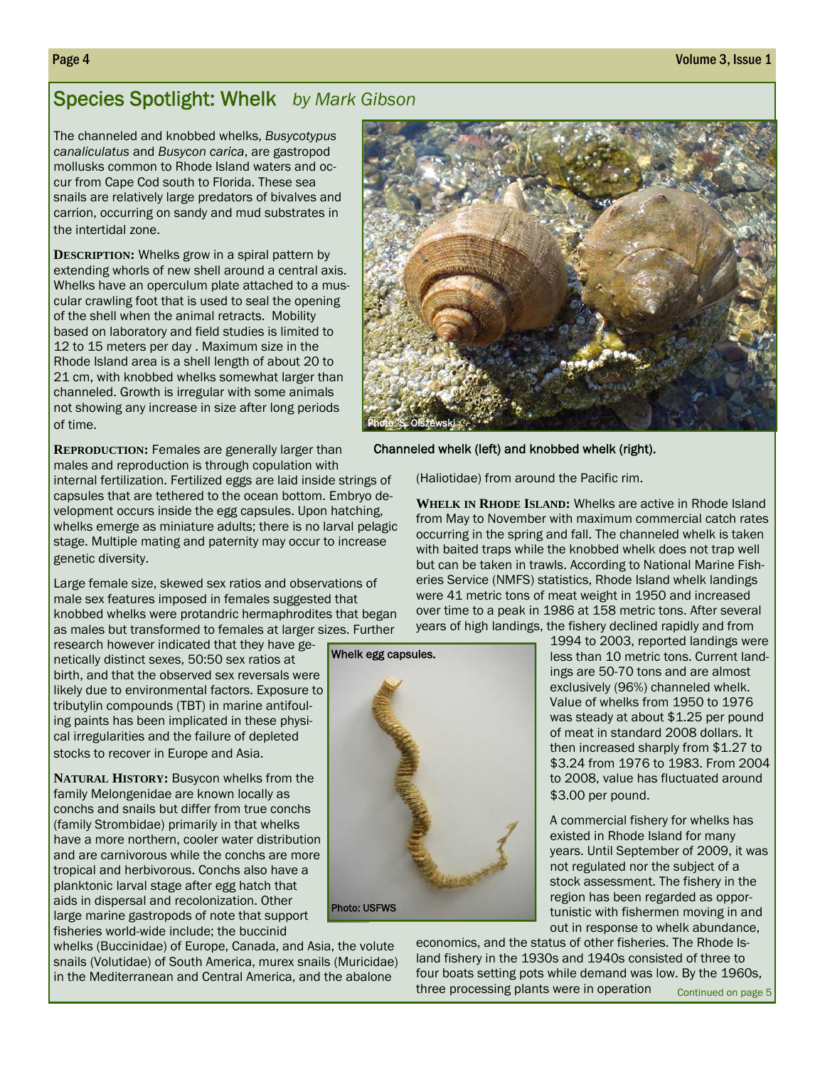## Species Spotlight: Whelk *by Mark Gibson*

The channeled and knobbed whelks, *Busycotypus canaliculatus* and *Busycon carica*, are gastropod mollusks common to Rhode Island waters and occur from Cape Cod south to Florida. These sea snails are relatively large predators of bivalves and carrion, occurring on sandy and mud substrates in the intertidal zone.

**DESCRIPTION:** Whelks grow in a spiral pattern by extending whorls of new shell around a central axis. Whelks have an operculum plate attached to a muscular crawling foot that is used to seal the opening of the shell when the animal retracts. Mobility based on laboratory and field studies is limited to 12 to 15 meters per day . Maximum size in the Rhode Island area is a shell length of about 20 to 21 cm, with knobbed whelks somewhat larger than channeled. Growth is irregular with some animals not showing any increase in size after long periods of time.

Channeled whelk (left) and knobbed whelk (right).

**REPRODUCTION:** Females are generally larger than males and reproduction is through copulation with internal fertilization. Fertilized eggs are laid inside strings of capsules that are tethered to the ocean bottom. Embryo development occurs inside the egg capsules. Upon hatching, whelks emerge as miniature adults; there is no larval pelagic stage. Multiple mating and paternity may occur to increase genetic diversity.

Large female size, skewed sex ratios and observations of male sex features imposed in females suggested that knobbed whelks were protandric hermaphrodites that began as males but transformed to females at larger sizes. Further research however indicated that they have genetically distinct sexes, 50:50 sex ratios at birth, and that the observed sex reversals were likely due to environmental factors. Exposure to tributylin compounds (TBT) in marine antifouling paints has been implicated in these physical irregularities and the failure of depleted stocks to recover in Europe and Asia.

Whelk egg capsules.

**NATURAL HISTORY:** Busycon whelks from the family Melongenidae are known locally as conchs and snails but differ from true conchs (family Strombidae) primarily in that whelks have a more northern, cooler water distribution and are carnivorous while the conchs are more tropical and herbivorous. Conchs also have a planktonic larval stage after egg hatch that aids in dispersal and recolonization. Other large marine gastropods of note that support fisheries world-wide include; the buccinid whelks (Buccinidae) of Europe, Canada, and Asia, the volute snails (Volutidae) of South America, murex snails (Muricidae) in the Mediterranean and Central America, and the abalone (Haliotidae) from around the Pacific rim.

**WHELK IN RHODE ISLAND:** Whelks are active in Rhode Island from May to November with maximum commercial catch rates occurring in the spring and fall. The channeled whelk is taken with baited traps while the knobbed whelk does not trap well but can be taken in trawls. According to National Marine Fisheries Service (NMFS) statistics, Rhode Island whelk landings were 41 metric tons of meat weight in 1950 and increased over time to a peak in 1986 at 158 metric tons. After several years of high landings, the fishery declined rapidly and from 1994 to 2003, reported landings were less than 10 metric tons. Current landings are 50-70 tons and are almost exclusively (96%) channeled whelk. Value of whelks from 1950 to 1976 was steady at about $1.25 per pound of meat in standard 2008 dollars. It then increased sharply from $1.27 to $3.24 from 1976 to 1983. From 2004 to 2008, value has fluctuated around $3.00 per pound.

A commercial fishery for whelks has existed in Rhode Island for many years. Until September of 2009, it was not regulated nor the subject of a stock assessment. The fishery in the region has been regarded as opportunistic with fishermen moving in and out in response to whelk abundance, economics, and the status of other fisheries. The Rhode Island fishery in the 1930s and 1940s consisted of three to four boats setting pots while demand was low. By the 1960s, three processing plants were in operation

Continued on page 5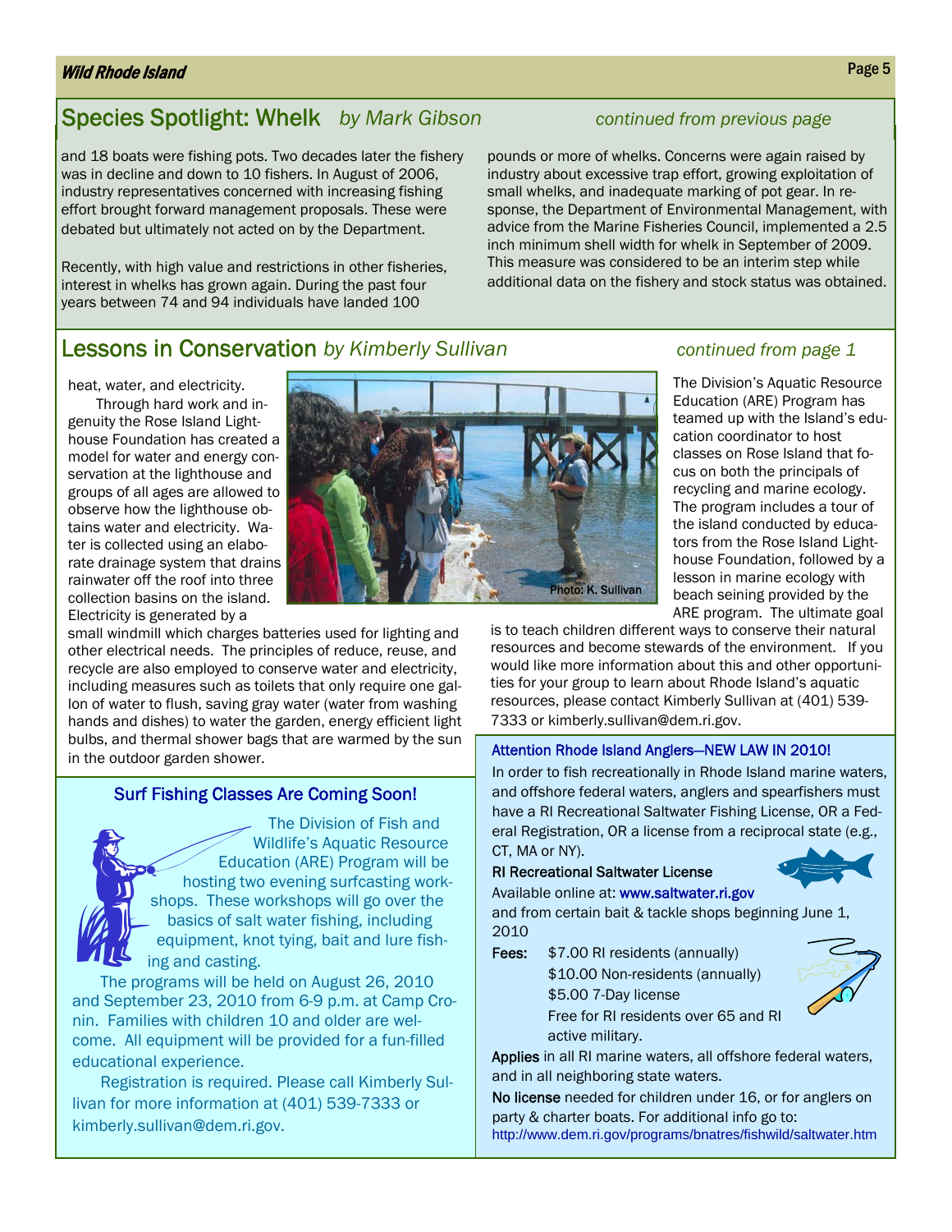## Species Spotlight: Whelk *by Mark Gibson*

*continued from previous page*

and 18 boats were fishing pots. Two decades later the fishery was in decline and down to 10 fishers. In August of 2006, industry representatives concerned with increasing fishing effort brought forward management proposals. These were debated but ultimately not acted on by the Department.

Recently, with high value and restrictions in other fisheries, interest in whelks has grown again. During the past four years between 74 and 94 individuals have landed 100 pounds or more of whelks. Concerns were again raised by industry about excessive trap effort, growing exploitation of small whelks, and inadequate marking of pot gear. In response, the Department of Environmental Management, with advice from the Marine Fisheries Council, implemented a 2.5 inch minimum shell width for whelk in September of 2009. This measure was considered to be an interim step while additional data on the fishery and stock status was obtained.

## Lessons in Conservation *by Kimberly Sullivan*

*continued from page 1*

heat, water, and electricity.

Through hard work and ingenuity the Rose Island Lighthouse Foundation has created a model for water and energy conservation at the lighthouse and groups of all ages are allowed to observe how the lighthouse obtains water and electricity. Water is collected using an elaborate drainage system that drains rainwater off the roof into three collection basins on the island. Electricity is generated by a small windmill which charges batteries used for lighting and other electrical needs. The principles of reduce, reuse, and recycle are also employed to conserve water and electricity, including measures such as toilets that only require one gallon of water to flush, saving gray water (water from washing hands and dishes) to water the garden, energy efficient light bulbs, and thermal shower bags that are warmed by the sun in the outdoor garden shower.

Photo: K. Sullivan

The Division's Aquatic Resource Education (ARE) Program has teamed up with the Island's education coordinator to host classes on Rose Island that focus on both the principals of recycling and marine ecology. The program includes a tour of the island conducted by educators from the Rose Island Lighthouse Foundation, followed by a lesson in marine ecology with beach seining provided by the ARE program. The ultimate goal is to teach children different ways to conserve their natural resources and become stewards of the environment. If you would like more information about this and other opportunities for your group to learn about Rhode Island's aquatic resources, please contact Kimberly Sullivan at (401) 539-7333 or kimberly.sullivan@dem.ri.gov.

### Surf Fishing Classes Are Coming Soon!

The Division of Fish and Wildlife's Aquatic Resource Education (ARE) Program will be hosting two evening surfcasting workshops. These workshops will go over the basics of salt water fishing, including equipment, knot tying, bait and lure fishing and casting.

The programs will be held on August 26, 2010 and September 23, 2010 from 6-9 p.m. at Camp Cronin. Families with children 10 and older are welcome. All equipment will be provided for a fun-filled educational experience.

Registration is required. Please call Kimberly Sullivan for more information at (401) 539-7333 or kimberly.sullivan@dem.ri.gov.

### Attention Rhode Island Anglers—NEW LAW IN 2010!

In order to fish recreationally in Rhode Island marine waters, and offshore federal waters, anglers and spearfishers must have a RI Recreational Saltwater Fishing License, OR a Federal Registration, OR a license from a reciprocal state (e.g., CT, MA or NY).

**RI Recreational Saltwater License**

Available online at: www.saltwater.ri.gov and from certain bait & tackle shops beginning June 1, 2010

**Fees:**
- $7.00 RI residents (annually)
- $10.00 Non-residents (annually)
- $5.00 7-Day license
- Free for RI residents over 65 and RI active military.

**Applies** in all RI marine waters, all offshore federal waters, and in all neighboring state waters.

**No license** needed for children under 16, or for anglers on party & charter boats. For additional info go to: http://www.dem.ri.gov/programs/bnatres/fishwild/saltwater.htm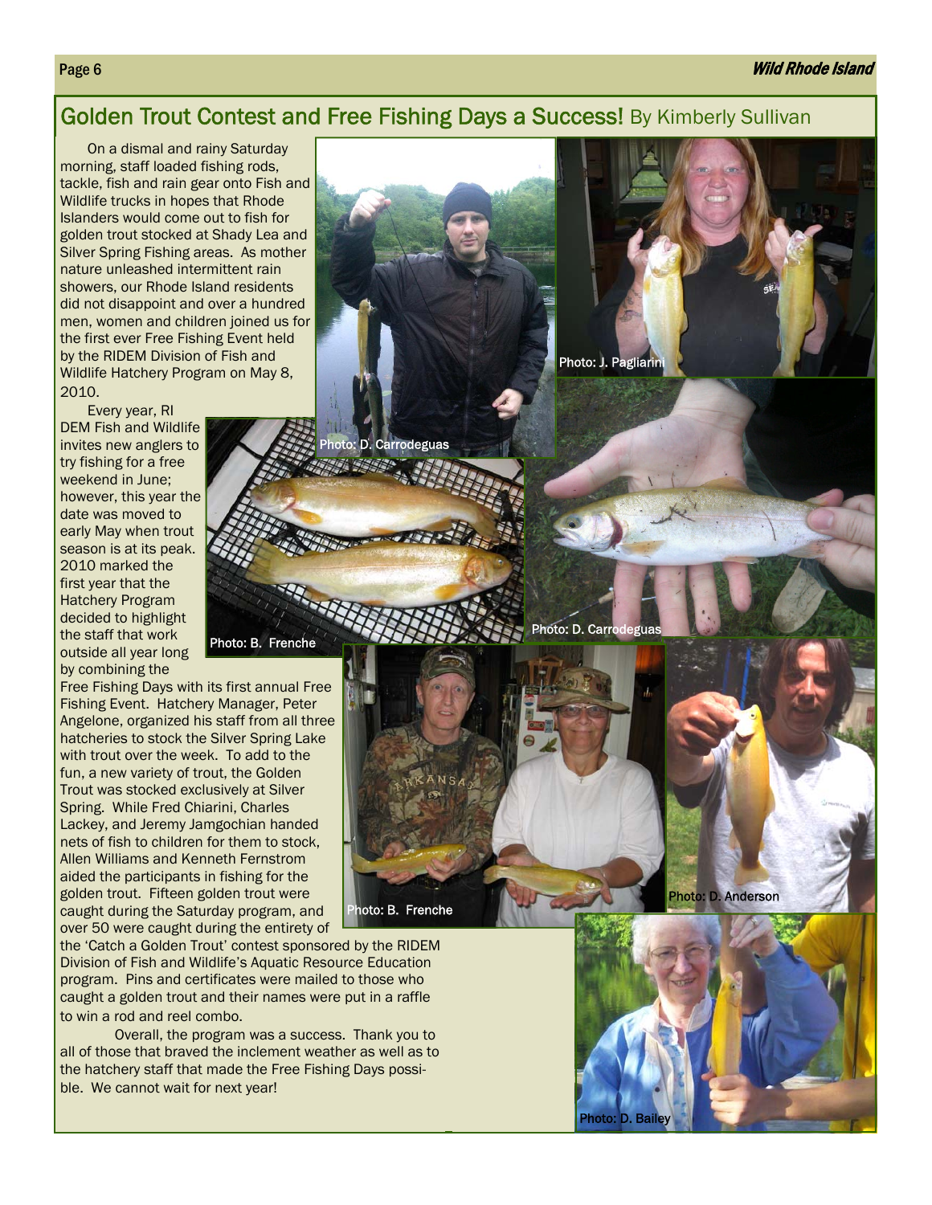## Golden Trout Contest and Free Fishing Days a Success! By Kimberly Sullivan

On a dismal and rainy Saturday morning, staff loaded fishing rods, tackle, fish and rain gear onto Fish and Wildlife trucks in hopes that Rhode Islanders would come out to fish for golden trout stocked at Shady Lea and Silver Spring Fishing areas. As mother nature unleashed intermittent rain showers, our Rhode Island residents did not disappoint and over a hundred men, women and children joined us for the first ever Free Fishing Event held by the RIDEM Division of Fish and Wildlife Hatchery Program on May 8, 2010.

Every year, RI DEM Fish and Wildlife invites new anglers to try fishing for a free weekend in June; however, this year the date was moved to early May when trout season is at its peak. 2010 marked the first year that the Hatchery Program decided to highlight the staff that work outside all year long by combining the Free Fishing Days with its first annual Free Fishing Event. Hatchery Manager, Peter Angelone, organized his staff from all three hatcheries to stock the Silver Spring Lake with trout over the week. To add to the fun, a new variety of trout, the Golden Trout was stocked exclusively at Silver Spring. While Fred Chiarini, Charles Lackey, and Jeremy Jamgochian handed nets of fish to children for them to stock, Allen Williams and Kenneth Fernstrom aided the participants in fishing for the golden trout. Fifteen golden trout were caught during the Saturday program, and over 50 were caught during the entirety of the 'Catch a Golden Trout' contest sponsored by the RIDEM Division of Fish and Wildlife's Aquatic Resource Education program. Pins and certificates were mailed to those who caught a golden trout and their names were put in a raffle to win a rod and reel combo.

Overall, the program was a success. Thank you to all of those that braved the inclement weather as well as to the hatchery staff that made the Free Fishing Days possible. We cannot wait for next year!

Photo: D. Carrodeguas

Photo: J. Pagliarini

Photo: B. Frenche

Photo: D. Carrodeguas

Photo: B. Frenche

Photo: D. Anderson

Photo: D. Bailey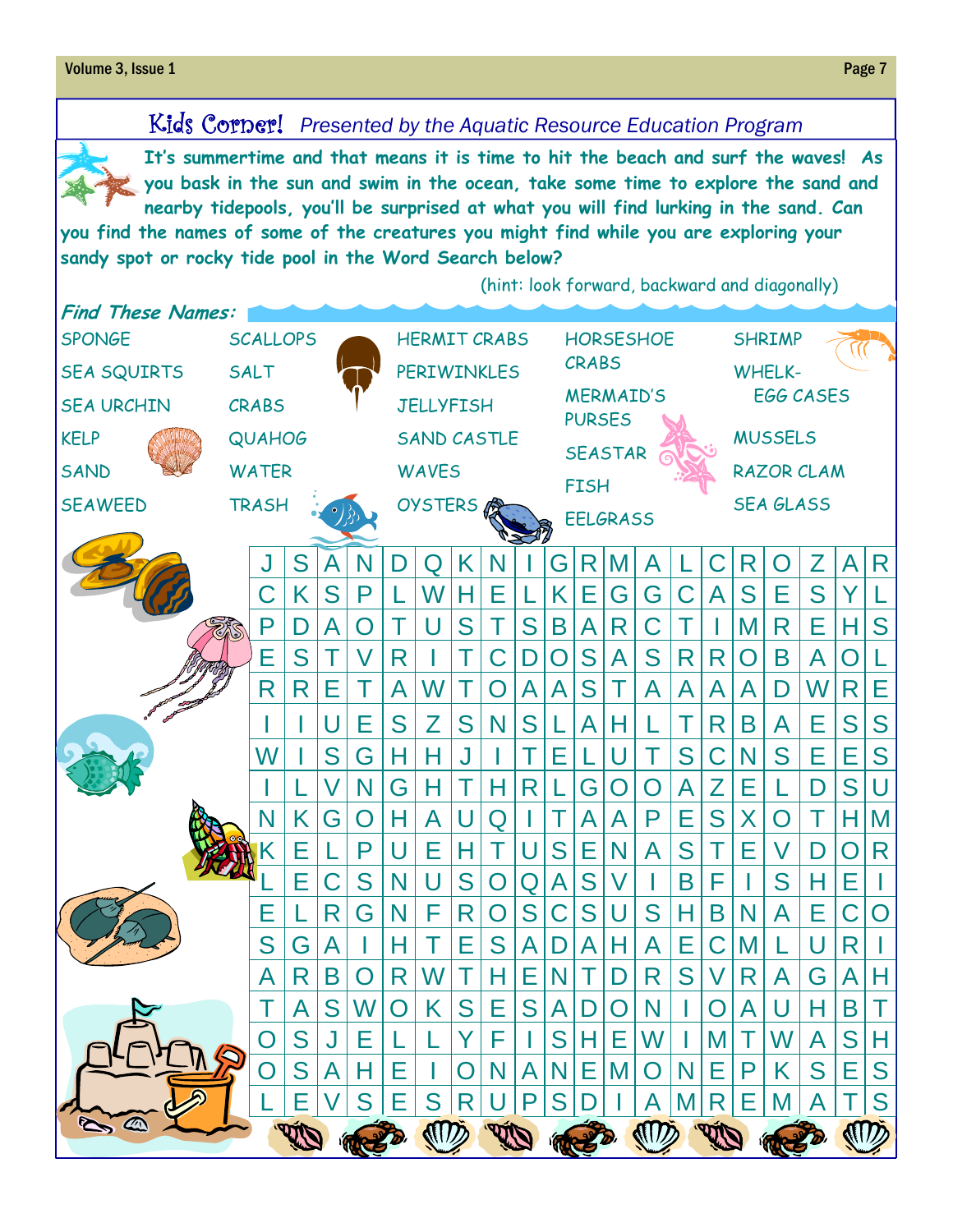## Kids Corner! *Presented by the Aquatic Resource Education Program*

**It's summertime and that means it is time to hit the beach and surf the waves! As you bask in the sun and swim in the ocean, take some time to explore the sand and nearby tidepools, you'll be surprised at what you will find lurking in the sand. Can you find the names of some of the creatures you might find while you are exploring your sandy spot or rocky tide pool in the Word Search below?**

(hint: look forward, backward and diagonally)

***Find These Names:***

| | | | | |
|---|---|---|---|---|
| SPONGE | SCALLOPS | HERMIT CRABS | HORSESHOE CRABS | SHRIMP |
| SEA SQUIRTS | SALT | PERIWINKLES | MERMAID'S PURSES | WHELK-EGG CASES |
| SEA URCHIN | CRABS | JELLYFISH | SEASTAR | MUSSELS |
| KELP | QUAHOG | SAND CASTLE | FISH | RAZOR CLAM |
| SAND | WATER | WAVES | EELGRASS | SEA GLASS |
| SEAWEED | TRASH | OYSTERS | | |

| | | | | | | | | | | | | | | | | | | |
|---|---|---|---|---|---|---|---|---|---|---|---|---|---|---|---|---|---|---|
| J | S | A | N | D | Q | K | N | I | G | R | M | A | L | C | R | O | Z | A | R |
| C | K | S | P | L | W | H | E | L | K | E | G | G | C | A | S | E | S | Y | L |
| P | D | A | O | T | U | S | T | S | B | A | R | C | T | I | M | R | E | H | S |
| E | S | T | V | R | I | T | C | D | O | S | A | S | R | R | O | B | A | O | L |
| R | R | E | T | A | W | T | O | A | A | S | T | A | A | A | A | D | W | R | E |
| I | I | U | E | S | Z | S | N | S | L | A | H | L | T | R | B | A | E | S | S |
| W | I | S | G | H | H | J | I | T | E | L | U | T | S | C | N | S | E | E | S |
| I | L | V | N | G | H | T | H | R | L | G | O | O | A | Z | E | L | D | S | U |
| N | K | G | O | H | A | U | Q | I | T | A | A | P | E | S | X | O | T | H | M |
| K | E | L | P | U | E | H | T | U | S | E | N | A | S | T | E | V | D | O | R |
| L | E | C | S | N | U | S | O | Q | A | S | V | I | B | F | I | S | H | E | I |
| E | L | R | G | N | F | R | O | S | C | S | U | S | H | B | N | A | E | C | O |
| S | G | A | I | H | T | E | S | A | D | A | H | A | E | C | M | L | U | R | I |
| A | R | B | O | R | W | T | H | E | N | T | D | R | S | V | R | A | G | A | H |
| T | A | S | W | O | K | S | E | S | A | D | O | N | I | O | A | U | H | B | T |
| O | S | J | E | L | L | Y | F | I | S | H | E | W | I | M | T | W | A | S | H |
| O | S | A | H | E | I | O | N | A | N | E | M | O | N | E | P | K | S | E | S |
| L | E | V | S | E | S | R | U | P | S | D | I | A | M | R | E | M | A | T | S |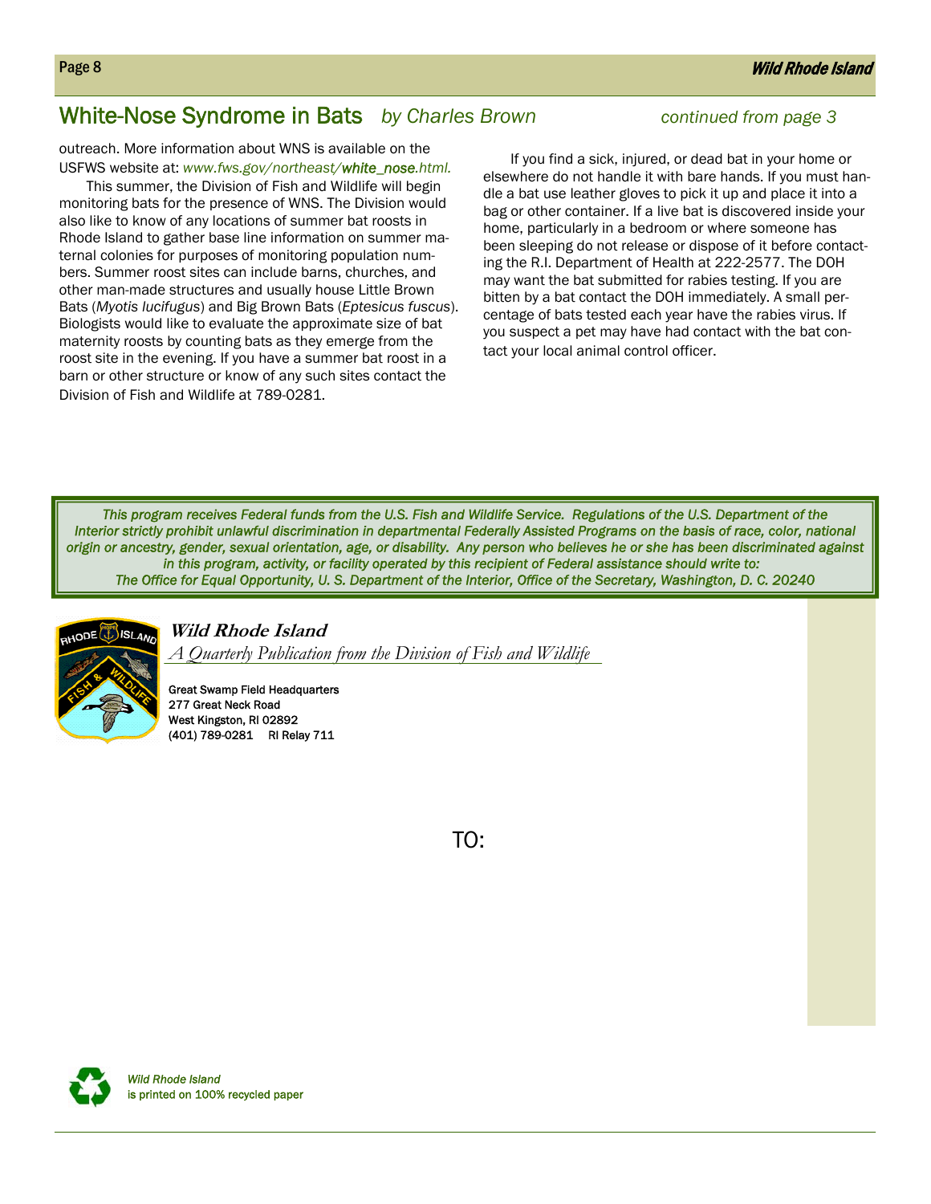## White-Nose Syndrome in Bats *by Charles Brown* *continued from page 3*

outreach. More information about WNS is available on the USFWS website at: *www.fws.gov/northeast/white_nose.html.*

This summer, the Division of Fish and Wildlife will begin monitoring bats for the presence of WNS. The Division would also like to know of any locations of summer bat roosts in Rhode Island to gather base line information on summer maternal colonies for purposes of monitoring population numbers. Summer roost sites can include barns, churches, and other man-made structures and usually house Little Brown Bats (*Myotis lucifugus*) and Big Brown Bats (*Eptesicus fuscus*). Biologists would like to evaluate the approximate size of bat maternity roosts by counting bats as they emerge from the roost site in the evening. If you have a summer bat roost in a barn or other structure or know of any such sites contact the Division of Fish and Wildlife at 789-0281.

If you find a sick, injured, or dead bat in your home or elsewhere do not handle it with bare hands. If you must handle a bat use leather gloves to pick it up and place it into a bag or other container. If a live bat is discovered inside your home, particularly in a bedroom or where someone has been sleeping do not release or dispose of it before contacting the R.I. Department of Health at 222-2577. The DOH may want the bat submitted for rabies testing. If you are bitten by a bat contact the DOH immediately. A small percentage of bats tested each year have the rabies virus. If you suspect a pet may have had contact with the bat contact your local animal control officer.

*This program receives Federal funds from the U.S. Fish and Wildlife Service. Regulations of the U.S. Department of the Interior strictly prohibit unlawful discrimination in departmental Federally Assisted Programs on the basis of race, color, national origin or ancestry, gender, sexual orientation, age, or disability. Any person who believes he or she has been discriminated against in this program, activity, or facility operated by this recipient of Federal assistance should write to:*
*The Office for Equal Opportunity, U. S. Department of the Interior, Office of the Secretary, Washington, D. C. 20240*

**Wild Rhode Island**

*A Quarterly Publication from the Division of Fish and Wildlife*

Great Swamp Field Headquarters
277 Great Neck Road
West Kingston, RI 02892
(401) 789-0281 RI Relay 711

TO:

*Wild Rhode Island* is printed on 100% recycled paper